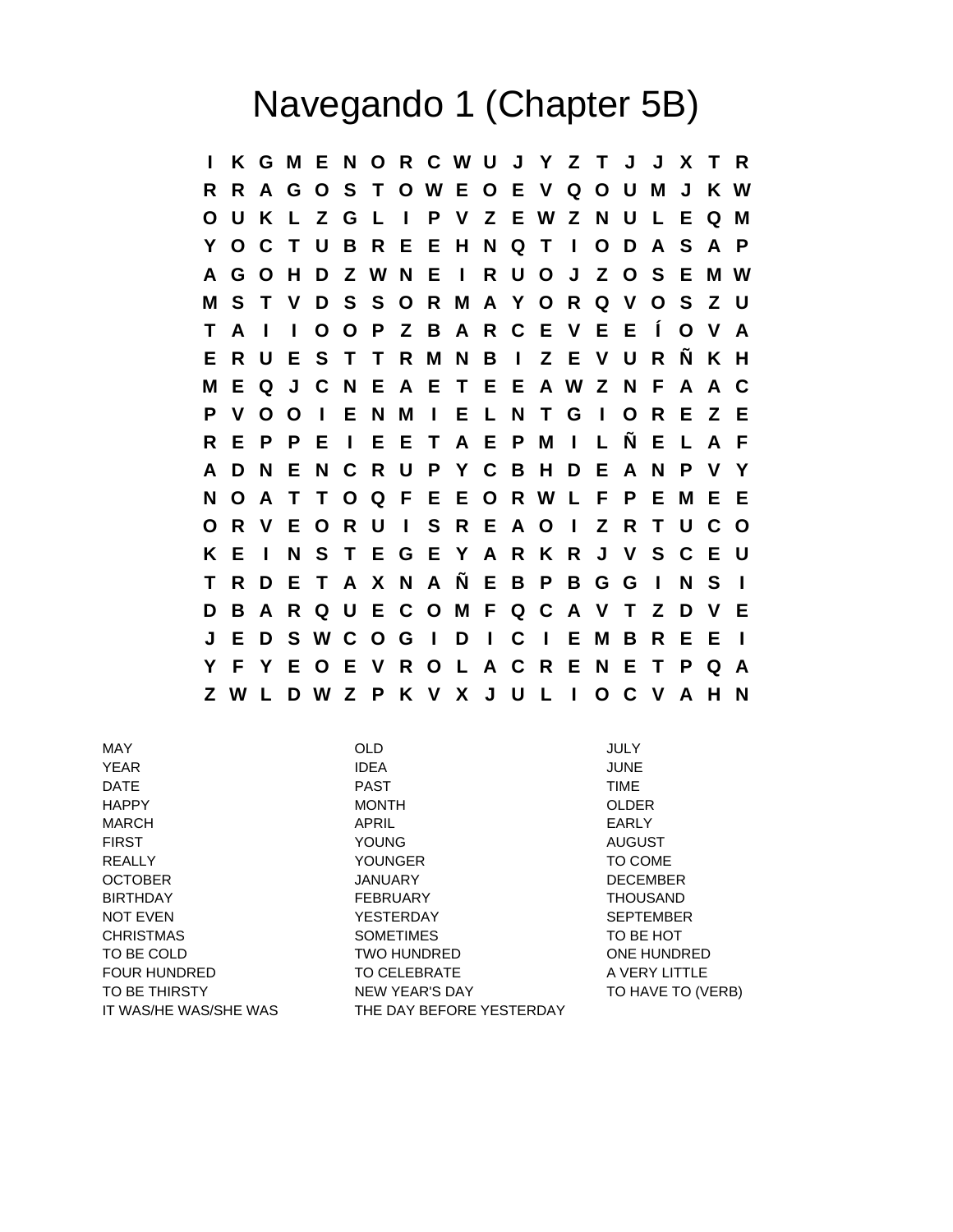# Navegando 1 (Chapter 5B)

```
I K G M E N O R C W U J Y Z T J J X T R
R R A G O S T O W E O E V Q O U M J K W
O U K L Z G L I P V Z E W Z N U L E Q M
Y O C T U B R E E H N Q T I O D A S A P
A G O H D Z W N E I R U O J Z O S E M W
M S T V D S S O R M A Y O R Q V O S Z U
T A I I O O P Z B A R C E V E E Í O V A
E R U E S T T R M N B I Z E V U R Ñ K H
M E Q J C N E A E T E E A W Z N F A A C
P V O O I E N M I E L N T G I O R E Z E
R E P P E I E E T A E P M I L Ñ E L A F
A D N E N C R U P Y C B H D E A N P V Y
N O A T T O Q F E E O R W L F P E M E E
O R V E O R U I S R E A O I Z R T U C O
K E I N S T E G E Y A R K R J V S C E U
T R D E T A X N A Ñ E B P B G G I N S I
D B A R Q U E C O M F Q C A V T Z D V E
J E D S W C O G I D I C I E M B R E E I
Y F Y E O E V R O L A C R E N E T P Q A
Z W L D W Z P K V X J U L I O C V A H N
```

| | | |
|---|---|---|
| MAY | OLD | JULY |
| YEAR | IDEA | JUNE |
| DATE | PAST | TIME |
| HAPPY | MONTH | OLDER |
| MARCH | APRIL | EARLY |
| FIRST | YOUNG | AUGUST |
| REALLY | YOUNGER | TO COME |
| OCTOBER | JANUARY | DECEMBER |
| BIRTHDAY | FEBRUARY | THOUSAND |
| NOT EVEN | YESTERDAY | SEPTEMBER |
| CHRISTMAS | SOMETIMES | TO BE HOT |
| TO BE COLD | TWO HUNDRED | ONE HUNDRED |
| FOUR HUNDRED | TO CELEBRATE | A VERY LITTLE |
| TO BE THIRSTY | NEW YEAR'S DAY | TO HAVE TO (VERB) |
| IT WAS/HE WAS/SHE WAS | THE DAY BEFORE YESTERDAY | |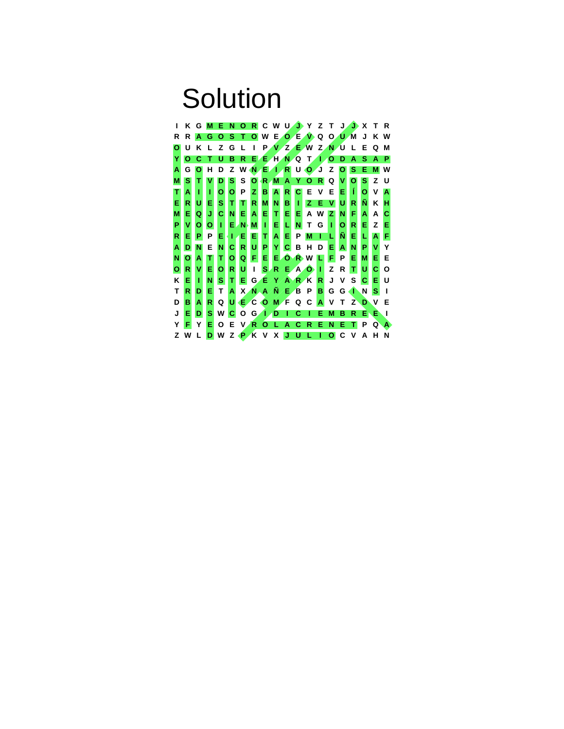# Solution

| | | | | | | | | | | | | | | | | | | | |
|---|---|---|---|---|---|---|---|---|---|---|---|---|---|---|---|---|---|---|---|
| I | K | G | M | E | N | O | R | C | W | U | J | Y | Z | T | J | J | X | T | R |
| R | R | A | G | O | S | T | O | W | E | O | E | V | Q | O | U | M | J | K | W |
| O | U | K | L | Z | G | L | I | P | V | Z | E | W | Z | N | U | L | E | Q | M |
| Y | O | C | T | U | B | R | E | E | H | N | Q | T | I | O | D | A | S | A | P |
| A | G | O | H | D | Z | W | N | E | I | R | U | O | J | Z | O | S | E | M | W |
| M | S | T | V | D | S | S | O | R | M | A | Y | O | R | Q | V | O | S | Z | U |
| T | A | I | I | O | O | P | Z | B | A | R | C | E | V | E | E | Í | O | V | A |
| E | R | U | E | S | T | T | R | M | N | B | I | Z | E | V | U | R | Ñ | K | H |
| M | E | Q | J | C | N | E | A | E | T | E | E | A | W | Z | N | F | A | A | C |
| P | V | O | O | I | E | N | M | I | E | L | N | T | G | I | O | R | E | Z | E |
| R | E | P | P | E | I | E | E | T | A | E | P | M | I | L | Ñ | E | L | A | F |
| A | D | N | E | N | C | R | U | P | Y | C | B | H | D | E | A | N | P | V | Y |
| N | O | A | T | T | O | Q | F | E | E | O | R | W | L | F | P | E | M | E | E |
| O | R | V | E | O | R | U | I | S | R | E | A | O | I | Z | R | T | U | C | O |
| K | E | I | N | S | T | E | G | E | Y | A | R | K | R | J | V | S | C | E | U |
| T | R | D | E | T | A | X | N | A | Ñ | E | B | P | B | G | G | I | N | S | I |
| D | B | A | R | Q | U | E | C | O | M | F | Q | C | A | V | T | Z | D | V | E |
| J | E | D | S | W | C | O | G | I | D | I | C | I | E | M | B | R | E | E | I |
| Y | F | Y | E | O | E | V | R | O | L | A | C | R | E | N | E | T | P | Q | A |
| Z | W | L | D | W | Z | P | K | V | X | J | U | L | I | O | C | V | A | H | N |